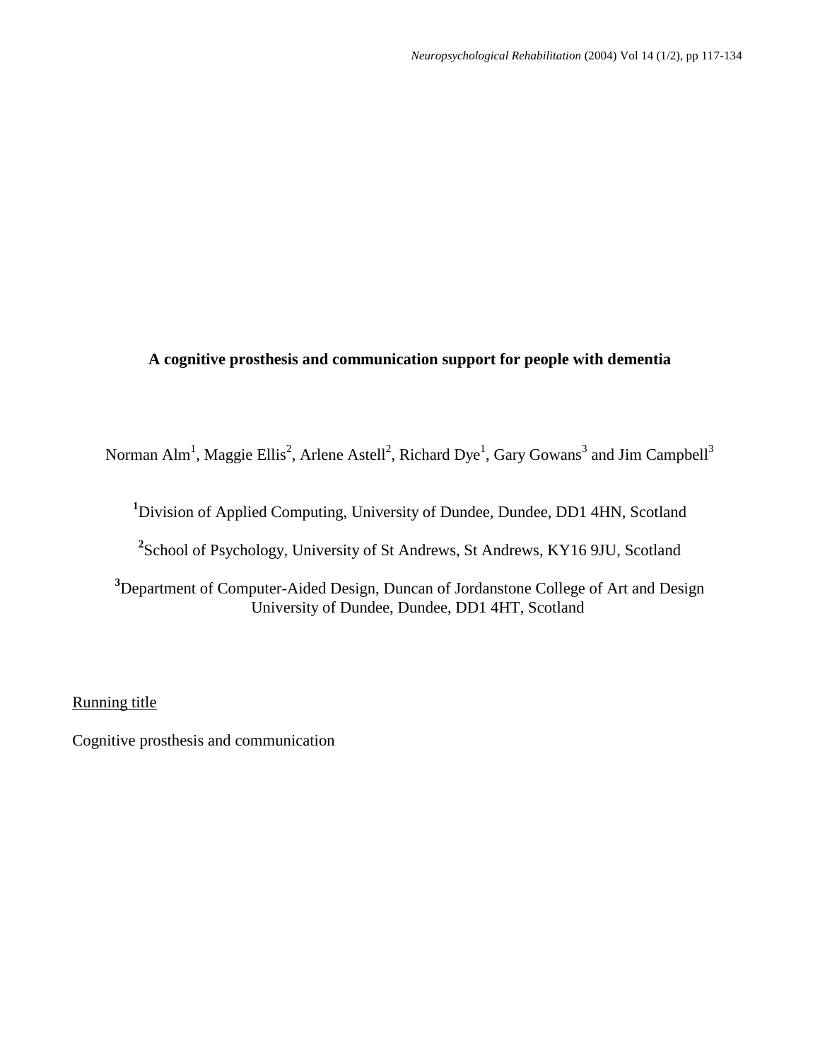# A cognitive prosthesis and communication support for people with dementia

Norman Alm[1], Maggie Ellis[2], Arlene Astell[2], Richard Dye[1], Gary Gowans[3] and Jim Campbell[3]

[1]Division of Applied Computing, University of Dundee, Dundee, DD1 4HN, Scotland

[2]School of Psychology, University of St Andrews, St Andrews, KY16 9JU, Scotland

[3]Department of Computer-Aided Design, Duncan of Jordanstone College of Art and Design University of Dundee, Dundee, DD1 4HT, Scotland

Running title

Cognitive prosthesis and communication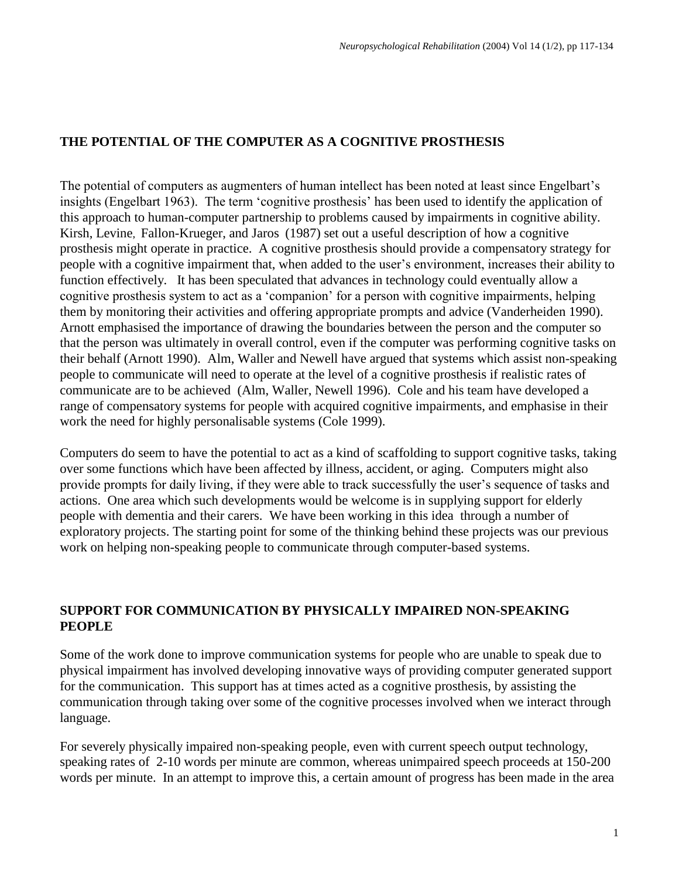## THE POTENTIAL OF THE COMPUTER AS A COGNITIVE PROSTHESIS

The potential of computers as augmenters of human intellect has been noted at least since Engelbart's insights (Engelbart 1963). The term 'cognitive prosthesis' has been used to identify the application of this approach to human-computer partnership to problems caused by impairments in cognitive ability. Kirsh, Levine, Fallon-Krueger, and Jaros (1987) set out a useful description of how a cognitive prosthesis might operate in practice. A cognitive prosthesis should provide a compensatory strategy for people with a cognitive impairment that, when added to the user's environment, increases their ability to function effectively. It has been speculated that advances in technology could eventually allow a cognitive prosthesis system to act as a 'companion' for a person with cognitive impairments, helping them by monitoring their activities and offering appropriate prompts and advice (Vanderheiden 1990). Arnott emphasised the importance of drawing the boundaries between the person and the computer so that the person was ultimately in overall control, even if the computer was performing cognitive tasks on their behalf (Arnott 1990). Alm, Waller and Newell have argued that systems which assist non-speaking people to communicate will need to operate at the level of a cognitive prosthesis if realistic rates of communicate are to be achieved (Alm, Waller, Newell 1996). Cole and his team have developed a range of compensatory systems for people with acquired cognitive impairments, and emphasise in their work the need for highly personalisable systems (Cole 1999).

Computers do seem to have the potential to act as a kind of scaffolding to support cognitive tasks, taking over some functions which have been affected by illness, accident, or aging. Computers might also provide prompts for daily living, if they were able to track successfully the user's sequence of tasks and actions. One area which such developments would be welcome is in supplying support for elderly people with dementia and their carers. We have been working in this idea through a number of exploratory projects. The starting point for some of the thinking behind these projects was our previous work on helping non-speaking people to communicate through computer-based systems.

## SUPPORT FOR COMMUNICATION BY PHYSICALLY IMPAIRED NON-SPEAKING PEOPLE

Some of the work done to improve communication systems for people who are unable to speak due to physical impairment has involved developing innovative ways of providing computer generated support for the communication. This support has at times acted as a cognitive prosthesis, by assisting the communication through taking over some of the cognitive processes involved when we interact through language.

For severely physically impaired non-speaking people, even with current speech output technology, speaking rates of 2-10 words per minute are common, whereas unimpaired speech proceeds at 150-200 words per minute. In an attempt to improve this, a certain amount of progress has been made in the area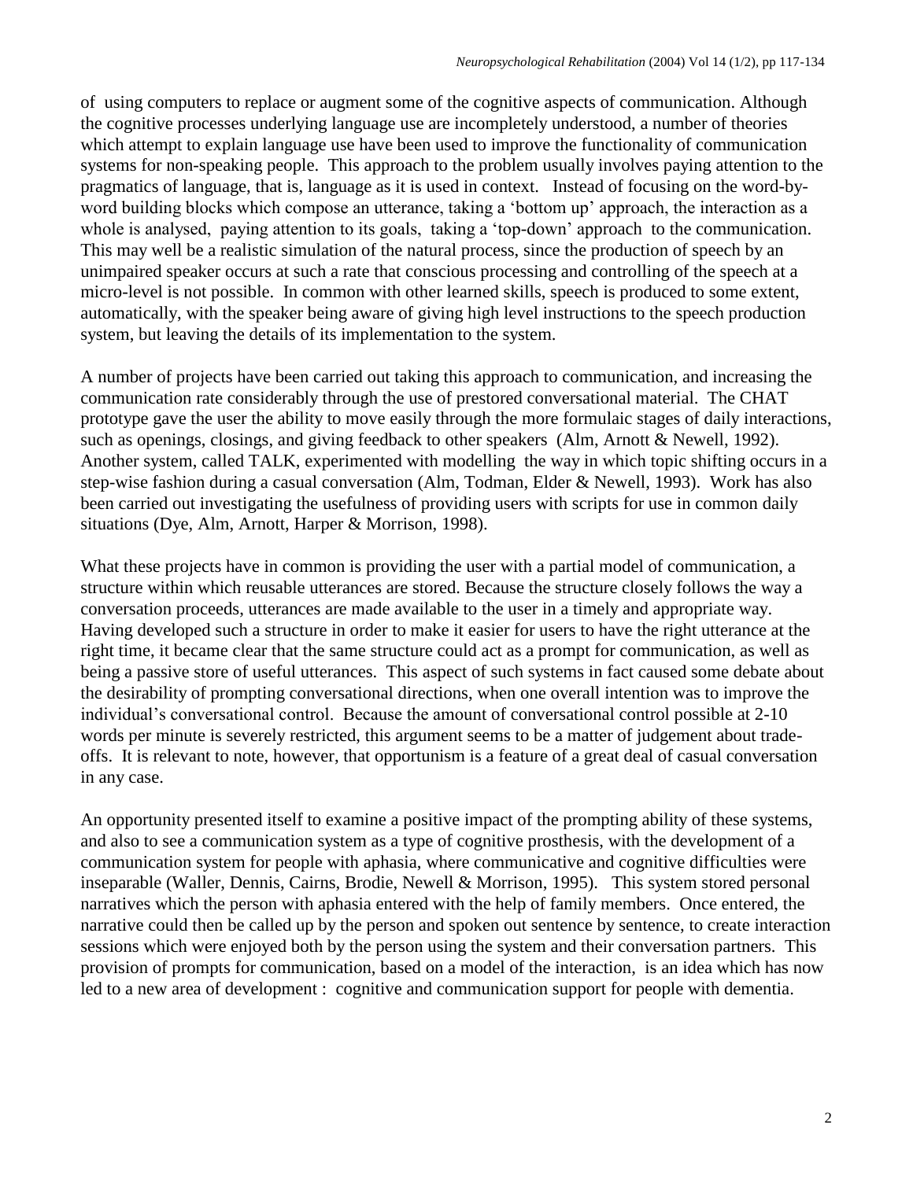of using computers to replace or augment some of the cognitive aspects of communication. Although the cognitive processes underlying language use are incompletely understood, a number of theories which attempt to explain language use have been used to improve the functionality of communication systems for non-speaking people. This approach to the problem usually involves paying attention to the pragmatics of language, that is, language as it is used in context. Instead of focusing on the word-by-word building blocks which compose an utterance, taking a 'bottom up' approach, the interaction as a whole is analysed, paying attention to its goals, taking a 'top-down' approach to the communication. This may well be a realistic simulation of the natural process, since the production of speech by an unimpaired speaker occurs at such a rate that conscious processing and controlling of the speech at a micro-level is not possible. In common with other learned skills, speech is produced to some extent, automatically, with the speaker being aware of giving high level instructions to the speech production system, but leaving the details of its implementation to the system.

A number of projects have been carried out taking this approach to communication, and increasing the communication rate considerably through the use of prestored conversational material. The CHAT prototype gave the user the ability to move easily through the more formulaic stages of daily interactions, such as openings, closings, and giving feedback to other speakers (Alm, Arnott & Newell, 1992). Another system, called TALK, experimented with modelling the way in which topic shifting occurs in a step-wise fashion during a casual conversation (Alm, Todman, Elder & Newell, 1993). Work has also been carried out investigating the usefulness of providing users with scripts for use in common daily situations (Dye, Alm, Arnott, Harper & Morrison, 1998).

What these projects have in common is providing the user with a partial model of communication, a structure within which reusable utterances are stored. Because the structure closely follows the way a conversation proceeds, utterances are made available to the user in a timely and appropriate way. Having developed such a structure in order to make it easier for users to have the right utterance at the right time, it became clear that the same structure could act as a prompt for communication, as well as being a passive store of useful utterances. This aspect of such systems in fact caused some debate about the desirability of prompting conversational directions, when one overall intention was to improve the individual's conversational control. Because the amount of conversational control possible at 2-10 words per minute is severely restricted, this argument seems to be a matter of judgement about trade-offs. It is relevant to note, however, that opportunism is a feature of a great deal of casual conversation in any case.

An opportunity presented itself to examine a positive impact of the prompting ability of these systems, and also to see a communication system as a type of cognitive prosthesis, with the development of a communication system for people with aphasia, where communicative and cognitive difficulties were inseparable (Waller, Dennis, Cairns, Brodie, Newell & Morrison, 1995). This system stored personal narratives which the person with aphasia entered with the help of family members. Once entered, the narrative could then be called up by the person and spoken out sentence by sentence, to create interaction sessions which were enjoyed both by the person using the system and their conversation partners. This provision of prompts for communication, based on a model of the interaction, is an idea which has now led to a new area of development : cognitive and communication support for people with dementia.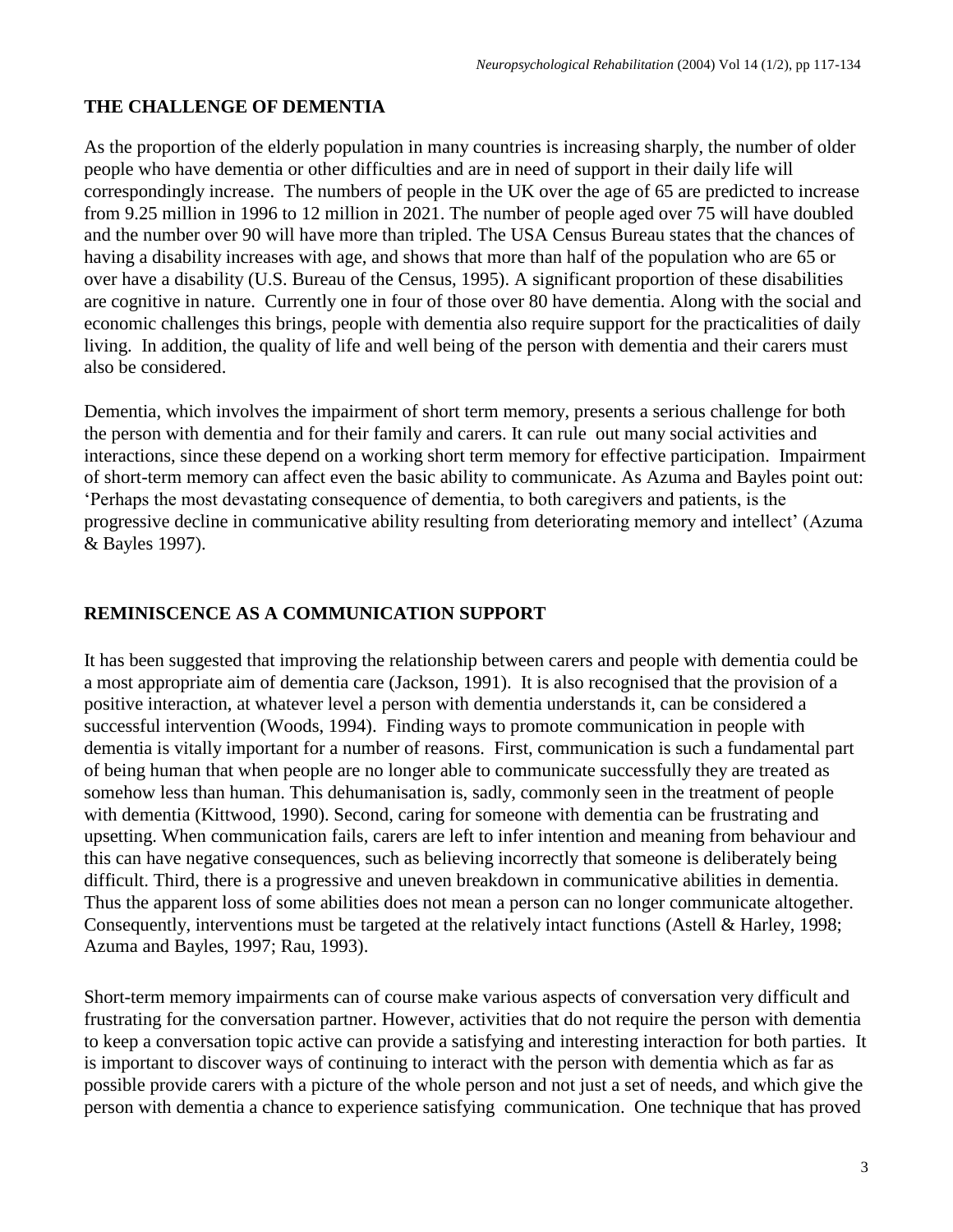## THE CHALLENGE OF DEMENTIA

As the proportion of the elderly population in many countries is increasing sharply, the number of older people who have dementia or other difficulties and are in need of support in their daily life will correspondingly increase. The numbers of people in the UK over the age of 65 are predicted to increase from 9.25 million in 1996 to 12 million in 2021. The number of people aged over 75 will have doubled and the number over 90 will have more than tripled. The USA Census Bureau states that the chances of having a disability increases with age, and shows that more than half of the population who are 65 or over have a disability (U.S. Bureau of the Census, 1995). A significant proportion of these disabilities are cognitive in nature. Currently one in four of those over 80 have dementia. Along with the social and economic challenges this brings, people with dementia also require support for the practicalities of daily living. In addition, the quality of life and well being of the person with dementia and their carers must also be considered.

Dementia, which involves the impairment of short term memory, presents a serious challenge for both the person with dementia and for their family and carers. It can rule out many social activities and interactions, since these depend on a working short term memory for effective participation. Impairment of short-term memory can affect even the basic ability to communicate. As Azuma and Bayles point out: 'Perhaps the most devastating consequence of dementia, to both caregivers and patients, is the progressive decline in communicative ability resulting from deteriorating memory and intellect' (Azuma & Bayles 1997).

## REMINISCENCE AS A COMMUNICATION SUPPORT

It has been suggested that improving the relationship between carers and people with dementia could be a most appropriate aim of dementia care (Jackson, 1991). It is also recognised that the provision of a positive interaction, at whatever level a person with dementia understands it, can be considered a successful intervention (Woods, 1994). Finding ways to promote communication in people with dementia is vitally important for a number of reasons. First, communication is such a fundamental part of being human that when people are no longer able to communicate successfully they are treated as somehow less than human. This dehumanisation is, sadly, commonly seen in the treatment of people with dementia (Kittwood, 1990). Second, caring for someone with dementia can be frustrating and upsetting. When communication fails, carers are left to infer intention and meaning from behaviour and this can have negative consequences, such as believing incorrectly that someone is deliberately being difficult. Third, there is a progressive and uneven breakdown in communicative abilities in dementia. Thus the apparent loss of some abilities does not mean a person can no longer communicate altogether. Consequently, interventions must be targeted at the relatively intact functions (Astell & Harley, 1998; Azuma and Bayles, 1997; Rau, 1993).

Short-term memory impairments can of course make various aspects of conversation very difficult and frustrating for the conversation partner. However, activities that do not require the person with dementia to keep a conversation topic active can provide a satisfying and interesting interaction for both parties. It is important to discover ways of continuing to interact with the person with dementia which as far as possible provide carers with a picture of the whole person and not just a set of needs, and which give the person with dementia a chance to experience satisfying communication. One technique that has proved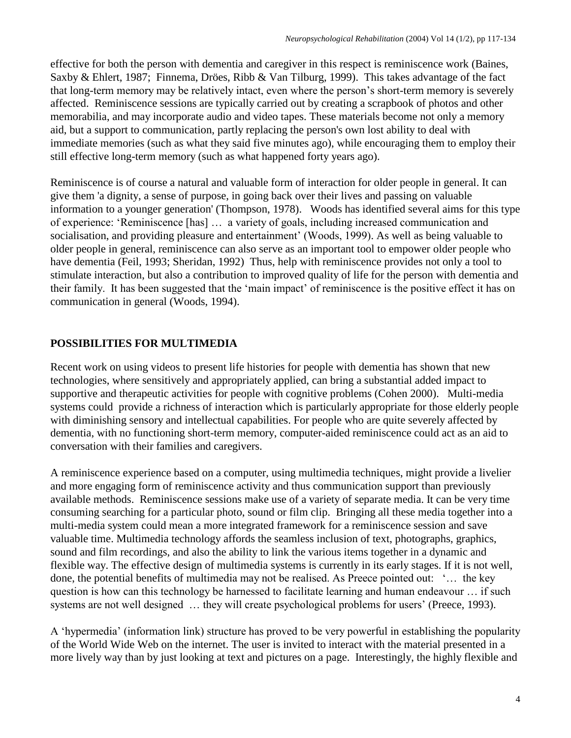effective for both the person with dementia and caregiver in this respect is reminiscence work (Baines, Saxby & Ehlert, 1987; Finnema, Dröes, Ribb & Van Tilburg, 1999). This takes advantage of the fact that long-term memory may be relatively intact, even where the person's short-term memory is severely affected. Reminiscence sessions are typically carried out by creating a scrapbook of photos and other memorabilia, and may incorporate audio and video tapes. These materials become not only a memory aid, but a support to communication, partly replacing the person's own lost ability to deal with immediate memories (such as what they said five minutes ago), while encouraging them to employ their still effective long-term memory (such as what happened forty years ago).

Reminiscence is of course a natural and valuable form of interaction for older people in general. It can give them 'a dignity, a sense of purpose, in going back over their lives and passing on valuable information to a younger generation' (Thompson, 1978). Woods has identified several aims for this type of experience: 'Reminiscence [has] … a variety of goals, including increased communication and socialisation, and providing pleasure and entertainment' (Woods, 1999). As well as being valuable to older people in general, reminiscence can also serve as an important tool to empower older people who have dementia (Feil, 1993; Sheridan, 1992) Thus, help with reminiscence provides not only a tool to stimulate interaction, but also a contribution to improved quality of life for the person with dementia and their family. It has been suggested that the 'main impact' of reminiscence is the positive effect it has on communication in general (Woods, 1994).

## POSSIBILITIES FOR MULTIMEDIA

Recent work on using videos to present life histories for people with dementia has shown that new technologies, where sensitively and appropriately applied, can bring a substantial added impact to supportive and therapeutic activities for people with cognitive problems (Cohen 2000). Multi-media systems could provide a richness of interaction which is particularly appropriate for those elderly people with diminishing sensory and intellectual capabilities. For people who are quite severely affected by dementia, with no functioning short-term memory, computer-aided reminiscence could act as an aid to conversation with their families and caregivers.

A reminiscence experience based on a computer, using multimedia techniques, might provide a livelier and more engaging form of reminiscence activity and thus communication support than previously available methods. Reminiscence sessions make use of a variety of separate media. It can be very time consuming searching for a particular photo, sound or film clip. Bringing all these media together into a multi-media system could mean a more integrated framework for a reminiscence session and save valuable time. Multimedia technology affords the seamless inclusion of text, photographs, graphics, sound and film recordings, and also the ability to link the various items together in a dynamic and flexible way. The effective design of multimedia systems is currently in its early stages. If it is not well, done, the potential benefits of multimedia may not be realised. As Preece pointed out: '… the key question is how can this technology be harnessed to facilitate learning and human endeavour … if such systems are not well designed … they will create psychological problems for users' (Preece, 1993).

A 'hypermedia' (information link) structure has proved to be very powerful in establishing the popularity of the World Wide Web on the internet. The user is invited to interact with the material presented in a more lively way than by just looking at text and pictures on a page. Interestingly, the highly flexible and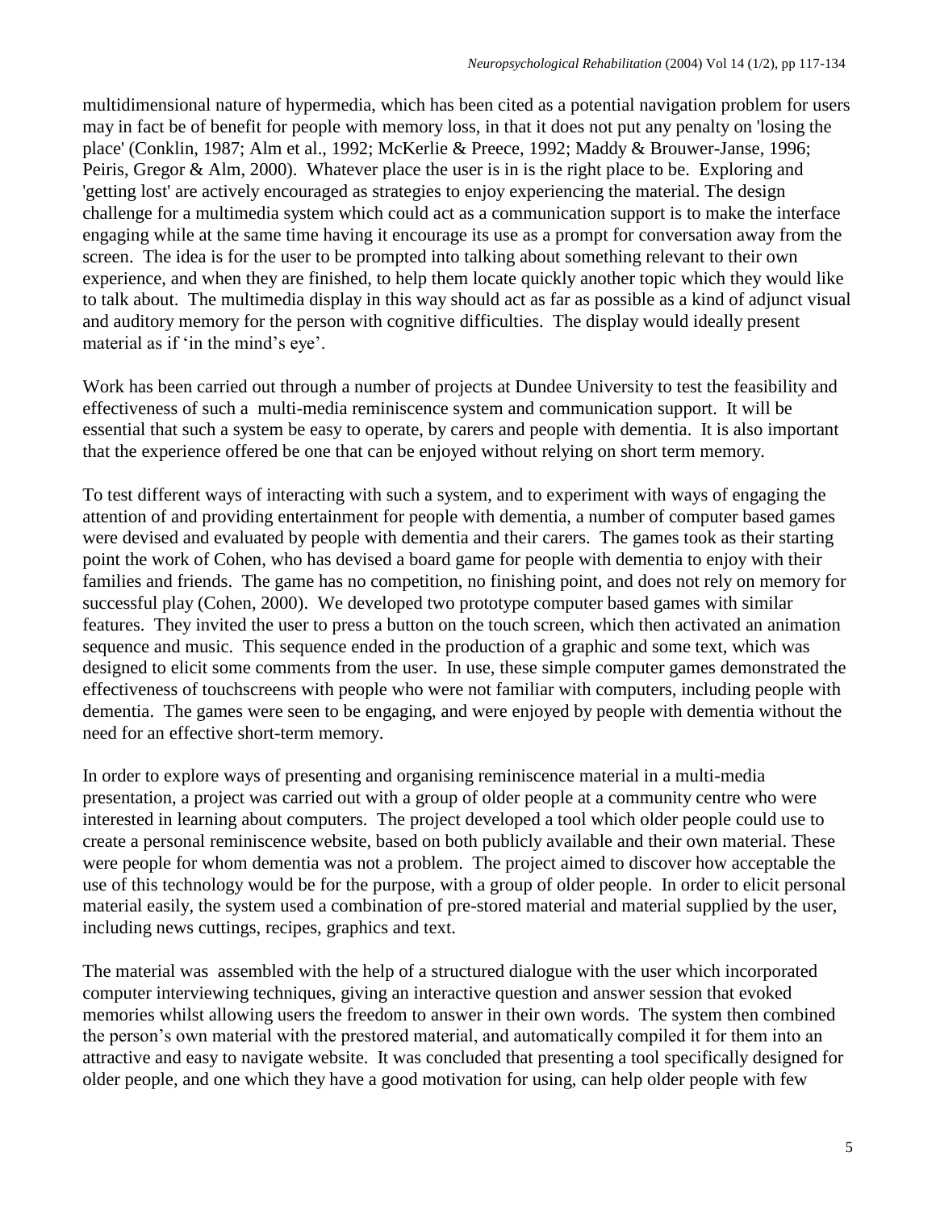multidimensional nature of hypermedia, which has been cited as a potential navigation problem for users may in fact be of benefit for people with memory loss, in that it does not put any penalty on 'losing the place' (Conklin, 1987; Alm et al., 1992; McKerlie & Preece, 1992; Maddy & Brouwer-Janse, 1996; Peiris, Gregor & Alm, 2000). Whatever place the user is in is the right place to be. Exploring and 'getting lost' are actively encouraged as strategies to enjoy experiencing the material. The design challenge for a multimedia system which could act as a communication support is to make the interface engaging while at the same time having it encourage its use as a prompt for conversation away from the screen. The idea is for the user to be prompted into talking about something relevant to their own experience, and when they are finished, to help them locate quickly another topic which they would like to talk about. The multimedia display in this way should act as far as possible as a kind of adjunct visual and auditory memory for the person with cognitive difficulties. The display would ideally present material as if 'in the mind's eye'.

Work has been carried out through a number of projects at Dundee University to test the feasibility and effectiveness of such a multi-media reminiscence system and communication support. It will be essential that such a system be easy to operate, by carers and people with dementia. It is also important that the experience offered be one that can be enjoyed without relying on short term memory.

To test different ways of interacting with such a system, and to experiment with ways of engaging the attention of and providing entertainment for people with dementia, a number of computer based games were devised and evaluated by people with dementia and their carers. The games took as their starting point the work of Cohen, who has devised a board game for people with dementia to enjoy with their families and friends. The game has no competition, no finishing point, and does not rely on memory for successful play (Cohen, 2000). We developed two prototype computer based games with similar features. They invited the user to press a button on the touch screen, which then activated an animation sequence and music. This sequence ended in the production of a graphic and some text, which was designed to elicit some comments from the user. In use, these simple computer games demonstrated the effectiveness of touchscreens with people who were not familiar with computers, including people with dementia. The games were seen to be engaging, and were enjoyed by people with dementia without the need for an effective short-term memory.

In order to explore ways of presenting and organising reminiscence material in a multi-media presentation, a project was carried out with a group of older people at a community centre who were interested in learning about computers. The project developed a tool which older people could use to create a personal reminiscence website, based on both publicly available and their own material. These were people for whom dementia was not a problem. The project aimed to discover how acceptable the use of this technology would be for the purpose, with a group of older people. In order to elicit personal material easily, the system used a combination of pre-stored material and material supplied by the user, including news cuttings, recipes, graphics and text.

The material was assembled with the help of a structured dialogue with the user which incorporated computer interviewing techniques, giving an interactive question and answer session that evoked memories whilst allowing users the freedom to answer in their own words. The system then combined the person's own material with the prestored material, and automatically compiled it for them into an attractive and easy to navigate website. It was concluded that presenting a tool specifically designed for older people, and one which they have a good motivation for using, can help older people with few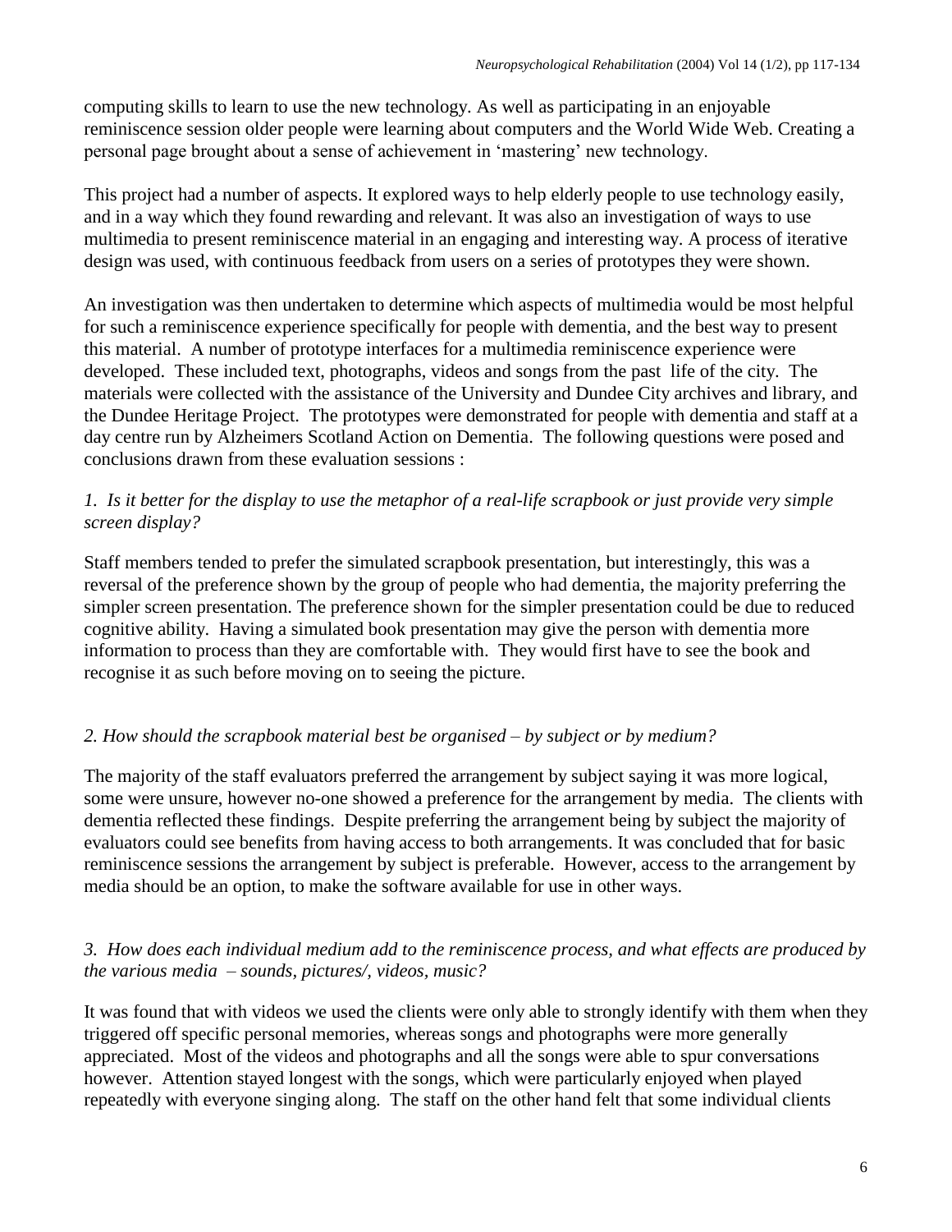computing skills to learn to use the new technology. As well as participating in an enjoyable reminiscence session older people were learning about computers and the World Wide Web. Creating a personal page brought about a sense of achievement in 'mastering' new technology.

This project had a number of aspects. It explored ways to help elderly people to use technology easily, and in a way which they found rewarding and relevant. It was also an investigation of ways to use multimedia to present reminiscence material in an engaging and interesting way. A process of iterative design was used, with continuous feedback from users on a series of prototypes they were shown.

An investigation was then undertaken to determine which aspects of multimedia would be most helpful for such a reminiscence experience specifically for people with dementia, and the best way to present this material. A number of prototype interfaces for a multimedia reminiscence experience were developed. These included text, photographs, videos and songs from the past life of the city. The materials were collected with the assistance of the University and Dundee City archives and library, and the Dundee Heritage Project. The prototypes were demonstrated for people with dementia and staff at a day centre run by Alzheimers Scotland Action on Dementia. The following questions were posed and conclusions drawn from these evaluation sessions :

*1. Is it better for the display to use the metaphor of a real-life scrapbook or just provide very simple screen display?*

Staff members tended to prefer the simulated scrapbook presentation, but interestingly, this was a reversal of the preference shown by the group of people who had dementia, the majority preferring the simpler screen presentation. The preference shown for the simpler presentation could be due to reduced cognitive ability. Having a simulated book presentation may give the person with dementia more information to process than they are comfortable with. They would first have to see the book and recognise it as such before moving on to seeing the picture.

*2. How should the scrapbook material best be organised – by subject or by medium?*

The majority of the staff evaluators preferred the arrangement by subject saying it was more logical, some were unsure, however no-one showed a preference for the arrangement by media. The clients with dementia reflected these findings. Despite preferring the arrangement being by subject the majority of evaluators could see benefits from having access to both arrangements. It was concluded that for basic reminiscence sessions the arrangement by subject is preferable. However, access to the arrangement by media should be an option, to make the software available for use in other ways.

*3. How does each individual medium add to the reminiscence process, and what effects are produced by the various media – sounds, pictures/, videos, music?*

It was found that with videos we used the clients were only able to strongly identify with them when they triggered off specific personal memories, whereas songs and photographs were more generally appreciated. Most of the videos and photographs and all the songs were able to spur conversations however. Attention stayed longest with the songs, which were particularly enjoyed when played repeatedly with everyone singing along. The staff on the other hand felt that some individual clients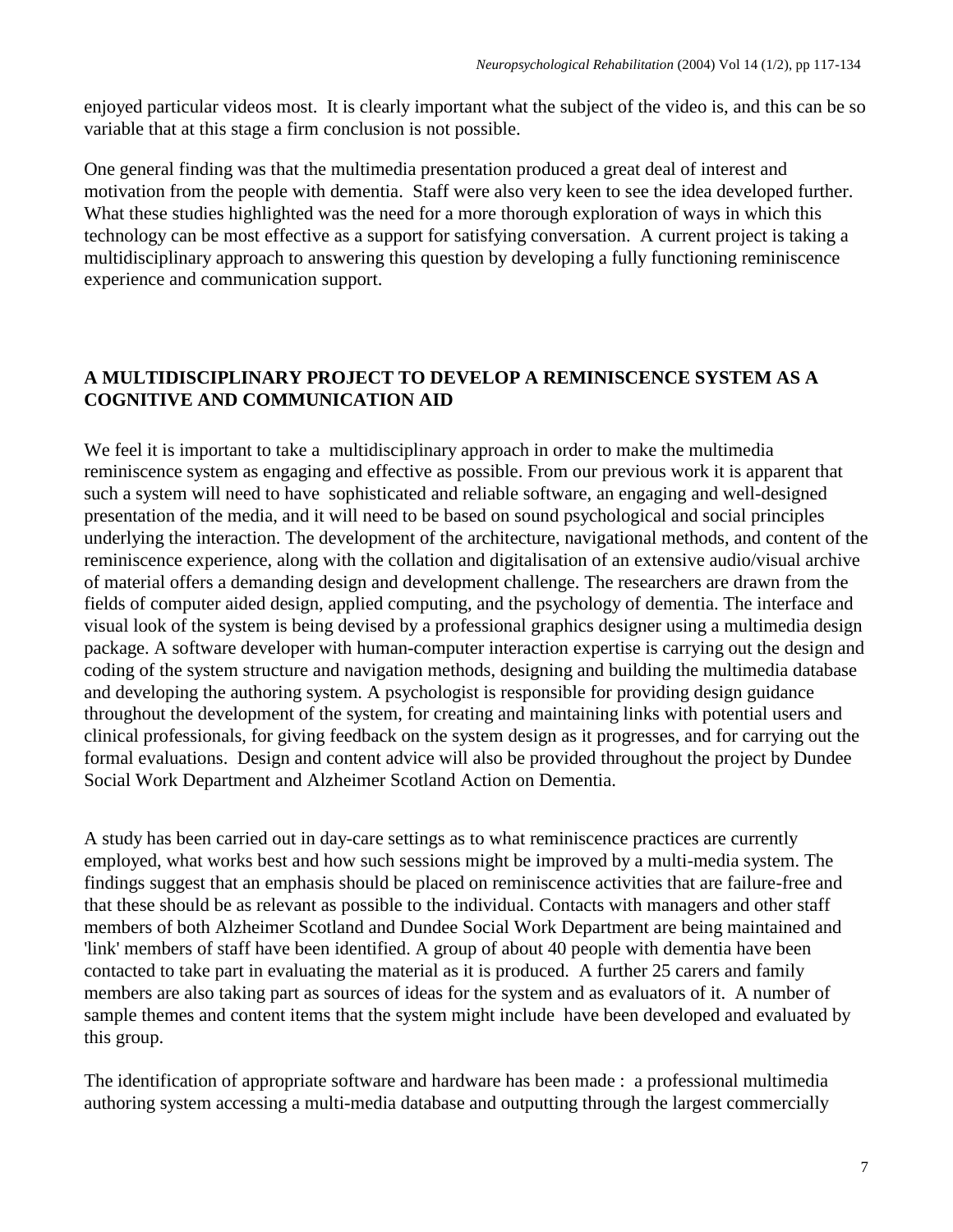enjoyed particular videos most. It is clearly important what the subject of the video is, and this can be so variable that at this stage a firm conclusion is not possible.

One general finding was that the multimedia presentation produced a great deal of interest and motivation from the people with dementia. Staff were also very keen to see the idea developed further. What these studies highlighted was the need for a more thorough exploration of ways in which this technology can be most effective as a support for satisfying conversation. A current project is taking a multidisciplinary approach to answering this question by developing a fully functioning reminiscence experience and communication support.

## A MULTIDISCIPLINARY PROJECT TO DEVELOP A REMINISCENCE SYSTEM AS A COGNITIVE AND COMMUNICATION AID

We feel it is important to take a multidisciplinary approach in order to make the multimedia reminiscence system as engaging and effective as possible. From our previous work it is apparent that such a system will need to have sophisticated and reliable software, an engaging and well-designed presentation of the media, and it will need to be based on sound psychological and social principles underlying the interaction. The development of the architecture, navigational methods, and content of the reminiscence experience, along with the collation and digitalisation of an extensive audio/visual archive of material offers a demanding design and development challenge. The researchers are drawn from the fields of computer aided design, applied computing, and the psychology of dementia. The interface and visual look of the system is being devised by a professional graphics designer using a multimedia design package. A software developer with human-computer interaction expertise is carrying out the design and coding of the system structure and navigation methods, designing and building the multimedia database and developing the authoring system. A psychologist is responsible for providing design guidance throughout the development of the system, for creating and maintaining links with potential users and clinical professionals, for giving feedback on the system design as it progresses, and for carrying out the formal evaluations. Design and content advice will also be provided throughout the project by Dundee Social Work Department and Alzheimer Scotland Action on Dementia.

A study has been carried out in day-care settings as to what reminiscence practices are currently employed, what works best and how such sessions might be improved by a multi-media system. The findings suggest that an emphasis should be placed on reminiscence activities that are failure-free and that these should be as relevant as possible to the individual. Contacts with managers and other staff members of both Alzheimer Scotland and Dundee Social Work Department are being maintained and 'link' members of staff have been identified. A group of about 40 people with dementia have been contacted to take part in evaluating the material as it is produced. A further 25 carers and family members are also taking part as sources of ideas for the system and as evaluators of it. A number of sample themes and content items that the system might include have been developed and evaluated by this group.

The identification of appropriate software and hardware has been made : a professional multimedia authoring system accessing a multi-media database and outputting through the largest commercially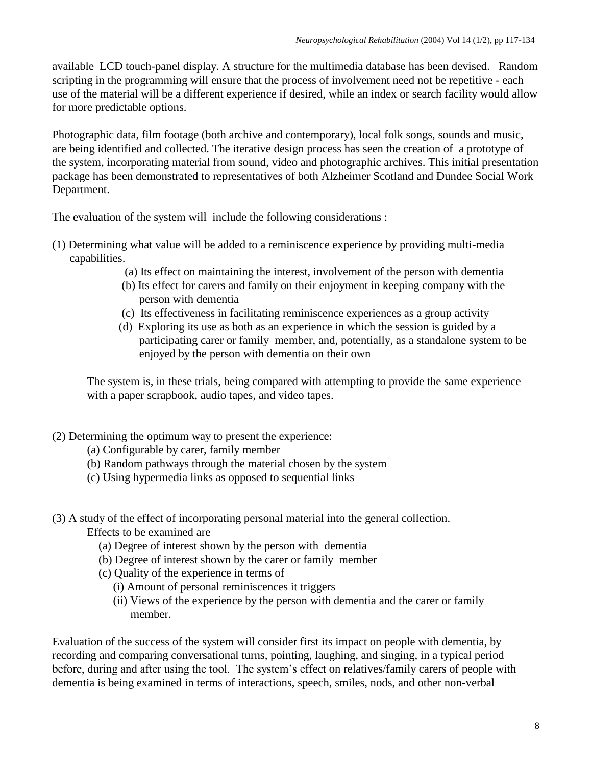available LCD touch-panel display. A structure for the multimedia database has been devised. Random scripting in the programming will ensure that the process of involvement need not be repetitive - each use of the material will be a different experience if desired, while an index or search facility would allow for more predictable options.

Photographic data, film footage (both archive and contemporary), local folk songs, sounds and music, are being identified and collected. The iterative design process has seen the creation of a prototype of the system, incorporating material from sound, video and photographic archives. This initial presentation package has been demonstrated to representatives of both Alzheimer Scotland and Dundee Social Work Department.

The evaluation of the system will include the following considerations :

(1) Determining what value will be added to a reminiscence experience by providing multi-media capabilities.

- (a) Its effect on maintaining the interest, involvement of the person with dementia
- (b) Its effect for carers and family on their enjoyment in keeping company with the person with dementia
- (c) Its effectiveness in facilitating reminiscence experiences as a group activity
- (d) Exploring its use as both as an experience in which the session is guided by a participating carer or family member, and, potentially, as a standalone system to be enjoyed by the person with dementia on their own

The system is, in these trials, being compared with attempting to provide the same experience with a paper scrapbook, audio tapes, and video tapes.

(2) Determining the optimum way to present the experience:

- (a) Configurable by carer, family member
- (b) Random pathways through the material chosen by the system
- (c) Using hypermedia links as opposed to sequential links

(3) A study of the effect of incorporating personal material into the general collection.

Effects to be examined are

- (a) Degree of interest shown by the person with dementia
- (b) Degree of interest shown by the carer or family member
- (c) Quality of the experience in terms of
  - (i) Amount of personal reminiscences it triggers
  - (ii) Views of the experience by the person with dementia and the carer or family member.

Evaluation of the success of the system will consider first its impact on people with dementia, by recording and comparing conversational turns, pointing, laughing, and singing, in a typical period before, during and after using the tool. The system's effect on relatives/family carers of people with dementia is being examined in terms of interactions, speech, smiles, nods, and other non-verbal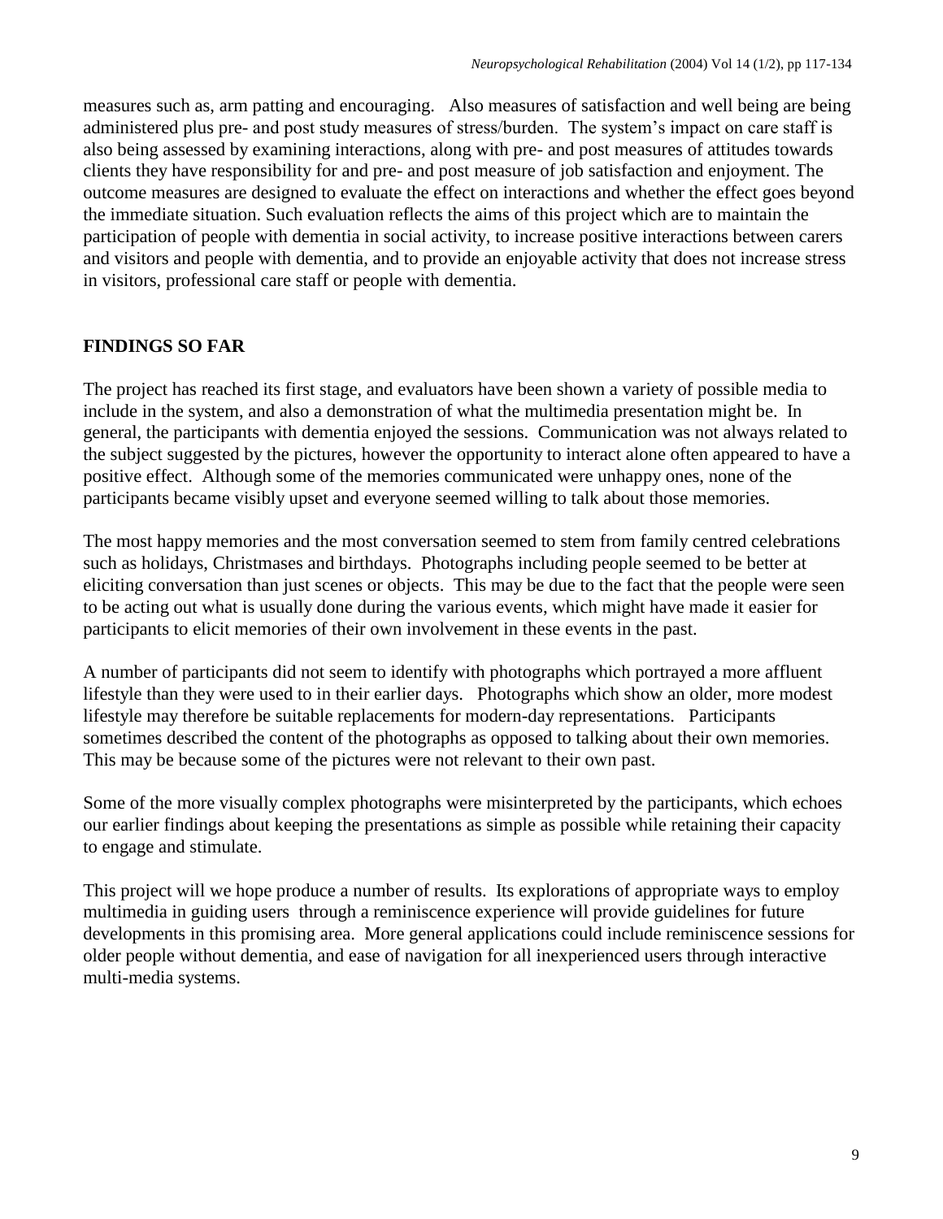measures such as, arm patting and encouraging. Also measures of satisfaction and well being are being administered plus pre- and post study measures of stress/burden. The system's impact on care staff is also being assessed by examining interactions, along with pre- and post measures of attitudes towards clients they have responsibility for and pre- and post measure of job satisfaction and enjoyment. The outcome measures are designed to evaluate the effect on interactions and whether the effect goes beyond the immediate situation. Such evaluation reflects the aims of this project which are to maintain the participation of people with dementia in social activity, to increase positive interactions between carers and visitors and people with dementia, and to provide an enjoyable activity that does not increase stress in visitors, professional care staff or people with dementia.

**FINDINGS SO FAR**

The project has reached its first stage, and evaluators have been shown a variety of possible media to include in the system, and also a demonstration of what the multimedia presentation might be. In general, the participants with dementia enjoyed the sessions. Communication was not always related to the subject suggested by the pictures, however the opportunity to interact alone often appeared to have a positive effect. Although some of the memories communicated were unhappy ones, none of the participants became visibly upset and everyone seemed willing to talk about those memories.

The most happy memories and the most conversation seemed to stem from family centred celebrations such as holidays, Christmases and birthdays. Photographs including people seemed to be better at eliciting conversation than just scenes or objects. This may be due to the fact that the people were seen to be acting out what is usually done during the various events, which might have made it easier for participants to elicit memories of their own involvement in these events in the past.

A number of participants did not seem to identify with photographs which portrayed a more affluent lifestyle than they were used to in their earlier days. Photographs which show an older, more modest lifestyle may therefore be suitable replacements for modern-day representations. Participants sometimes described the content of the photographs as opposed to talking about their own memories. This may be because some of the pictures were not relevant to their own past.

Some of the more visually complex photographs were misinterpreted by the participants, which echoes our earlier findings about keeping the presentations as simple as possible while retaining their capacity to engage and stimulate.

This project will we hope produce a number of results. Its explorations of appropriate ways to employ multimedia in guiding users through a reminiscence experience will provide guidelines for future developments in this promising area. More general applications could include reminiscence sessions for older people without dementia, and ease of navigation for all inexperienced users through interactive multi-media systems.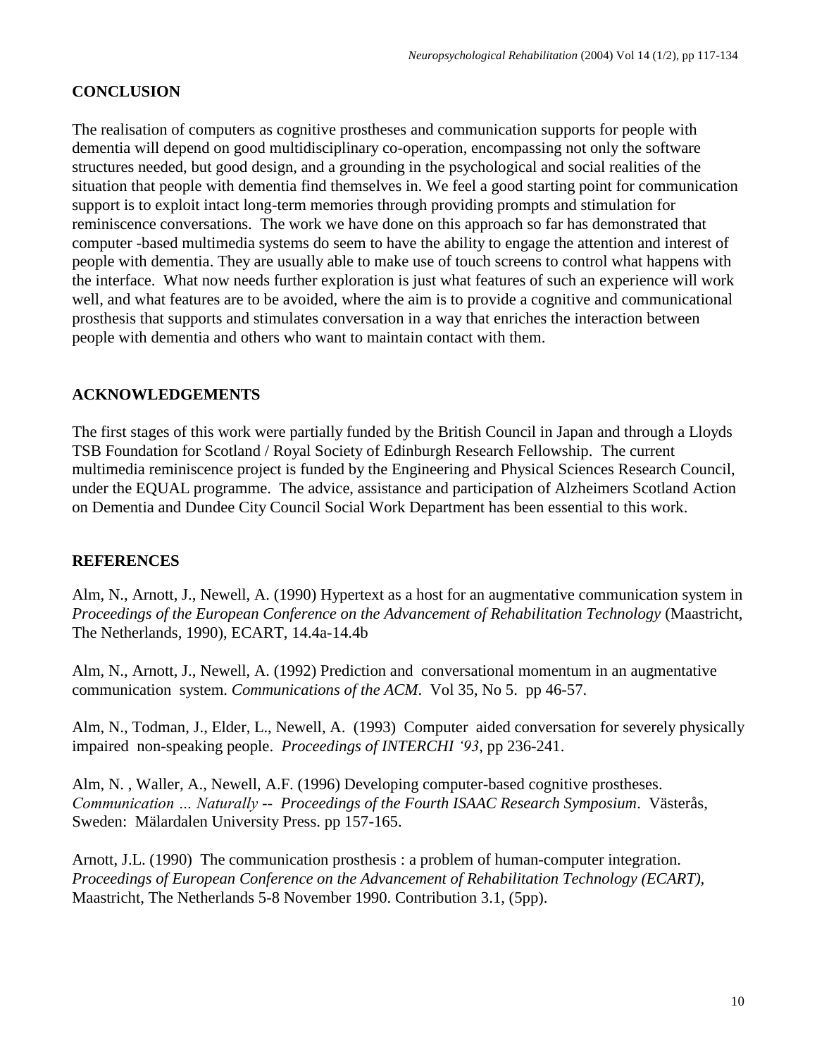## CONCLUSION

The realisation of computers as cognitive prostheses and communication supports for people with dementia will depend on good multidisciplinary co-operation, encompassing not only the software structures needed, but good design, and a grounding in the psychological and social realities of the situation that people with dementia find themselves in. We feel a good starting point for communication support is to exploit intact long-term memories through providing prompts and stimulation for reminiscence conversations. The work we have done on this approach so far has demonstrated that computer -based multimedia systems do seem to have the ability to engage the attention and interest of people with dementia. They are usually able to make use of touch screens to control what happens with the interface. What now needs further exploration is just what features of such an experience will work well, and what features are to be avoided, where the aim is to provide a cognitive and communicational prosthesis that supports and stimulates conversation in a way that enriches the interaction between people with dementia and others who want to maintain contact with them.

## ACKNOWLEDGEMENTS

The first stages of this work were partially funded by the British Council in Japan and through a Lloyds TSB Foundation for Scotland / Royal Society of Edinburgh Research Fellowship. The current multimedia reminiscence project is funded by the Engineering and Physical Sciences Research Council, under the EQUAL programme. The advice, assistance and participation of Alzheimers Scotland Action on Dementia and Dundee City Council Social Work Department has been essential to this work.

## REFERENCES

Alm, N., Arnott, J., Newell, A. (1990) Hypertext as a host for an augmentative communication system in *Proceedings of the European Conference on the Advancement of Rehabilitation Technology* (Maastricht, The Netherlands, 1990), ECART, 14.4a-14.4b

Alm, N., Arnott, J., Newell, A. (1992) Prediction and conversational momentum in an augmentative communication system. *Communications of the ACM*. Vol 35, No 5. pp 46-57.

Alm, N., Todman, J., Elder, L., Newell, A. (1993) Computer aided conversation for severely physically impaired non-speaking people. *Proceedings of INTERCHI '93*, pp 236-241.

Alm, N. , Waller, A., Newell, A.F. (1996) Developing computer-based cognitive prostheses. *Communication ... Naturally -- Proceedings of the Fourth ISAAC Research Symposium*. Västerås, Sweden: Mälardalen University Press. pp 157-165.

Arnott, J.L. (1990) The communication prosthesis : a problem of human-computer integration. *Proceedings of European Conference on the Advancement of Rehabilitation Technology (ECART)*, Maastricht, The Netherlands 5-8 November 1990. Contribution 3.1, (5pp).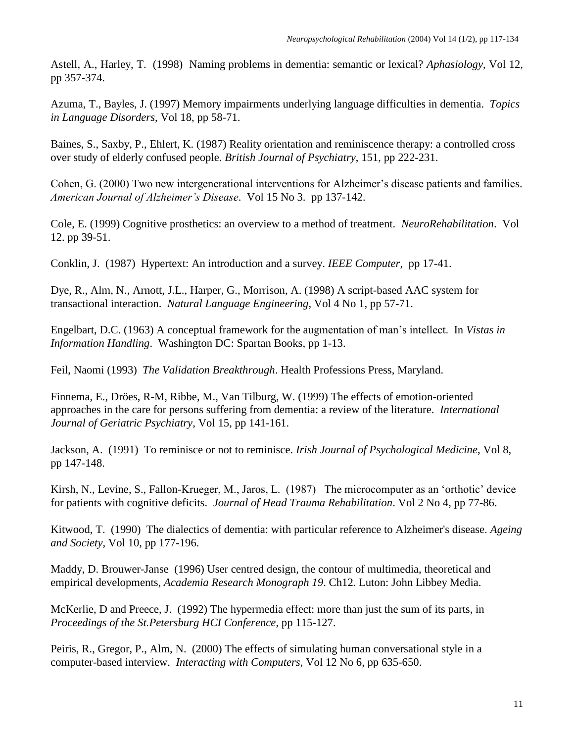Astell, A., Harley, T. (1998) Naming problems in dementia: semantic or lexical? *Aphasiology*, Vol 12, pp 357-374.

Azuma, T., Bayles, J. (1997) Memory impairments underlying language difficulties in dementia. *Topics in Language Disorders*, Vol 18, pp 58-71.

Baines, S., Saxby, P., Ehlert, K. (1987) Reality orientation and reminiscence therapy: a controlled cross over study of elderly confused people. *British Journal of Psychiatry*, 151, pp 222-231.

Cohen, G. (2000) Two new intergenerational interventions for Alzheimer's disease patients and families. *American Journal of Alzheimer's Disease*. Vol 15 No 3. pp 137-142.

Cole, E. (1999) Cognitive prosthetics: an overview to a method of treatment. *NeuroRehabilitation*. Vol 12. pp 39-51.

Conklin, J. (1987) Hypertext: An introduction and a survey. *IEEE Computer*, pp 17-41.

Dye, R., Alm, N., Arnott, J.L., Harper, G., Morrison, A. (1998) A script-based AAC system for transactional interaction. *Natural Language Engineering*, Vol 4 No 1, pp 57-71.

Engelbart, D.C. (1963) A conceptual framework for the augmentation of man's intellect. In *Vistas in Information Handling*. Washington DC: Spartan Books, pp 1-13.

Feil, Naomi (1993) *The Validation Breakthrough*. Health Professions Press, Maryland.

Finnema, E., Dröes, R-M, Ribbe, M., Van Tilburg, W. (1999) The effects of emotion-oriented approaches in the care for persons suffering from dementia: a review of the literature. *International Journal of Geriatric Psychiatry*, Vol 15, pp 141-161.

Jackson, A. (1991) To reminisce or not to reminisce. *Irish Journal of Psychological Medicine*, Vol 8, pp 147-148.

Kirsh, N., Levine, S., Fallon-Krueger, M., Jaros, L. (1987) The microcomputer as an 'orthotic' device for patients with cognitive deficits. *Journal of Head Trauma Rehabilitation*. Vol 2 No 4, pp 77-86.

Kitwood, T. (1990) The dialectics of dementia: with particular reference to Alzheimer's disease. *Ageing and Society*, Vol 10, pp 177-196.

Maddy, D. Brouwer-Janse (1996) User centred design, the contour of multimedia, theoretical and empirical developments, *Academia Research Monograph 19*. Ch12. Luton: John Libbey Media.

McKerlie, D and Preece, J. (1992) The hypermedia effect: more than just the sum of its parts, in *Proceedings of the St.Petersburg HCI Conference*, pp 115-127.

Peiris, R., Gregor, P., Alm, N. (2000) The effects of simulating human conversational style in a computer-based interview. *Interacting with Computers*, Vol 12 No 6, pp 635-650.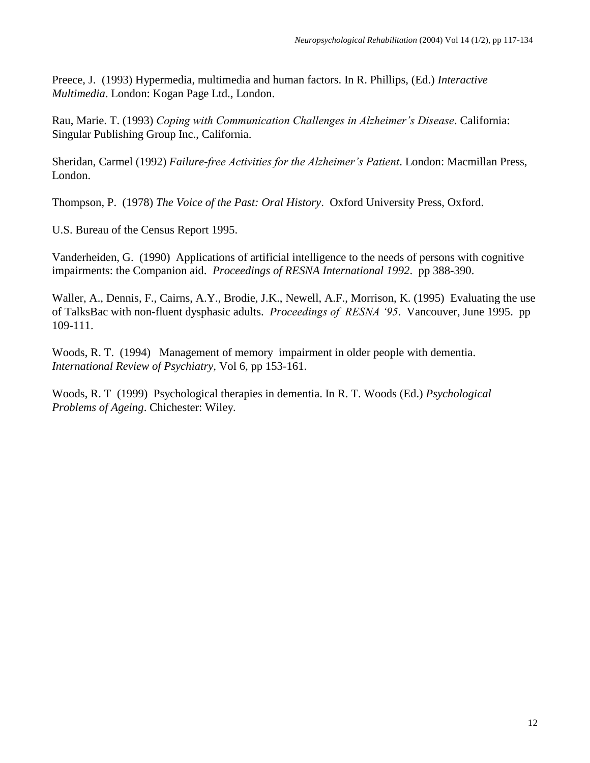Preece, J. (1993) Hypermedia, multimedia and human factors. In R. Phillips, (Ed.) *Interactive Multimedia*. London: Kogan Page Ltd., London.

Rau, Marie. T. (1993) *Coping with Communication Challenges in Alzheimer's Disease*. California: Singular Publishing Group Inc., California.

Sheridan, Carmel (1992) *Failure-free Activities for the Alzheimer's Patient*. London: Macmillan Press, London.

Thompson, P. (1978) *The Voice of the Past: Oral History*. Oxford University Press, Oxford.

U.S. Bureau of the Census Report 1995.

Vanderheiden, G. (1990) Applications of artificial intelligence to the needs of persons with cognitive impairments: the Companion aid. *Proceedings of RESNA International 1992*. pp 388-390.

Waller, A., Dennis, F., Cairns, A.Y., Brodie, J.K., Newell, A.F., Morrison, K. (1995) Evaluating the use of TalksBac with non-fluent dysphasic adults. *Proceedings of RESNA '95*. Vancouver, June 1995. pp 109-111.

Woods, R. T. (1994) Management of memory impairment in older people with dementia. *International Review of Psychiatry*, Vol 6, pp 153-161.

Woods, R. T (1999) Psychological therapies in dementia. In R. T. Woods (Ed.) *Psychological Problems of Ageing*. Chichester: Wiley.